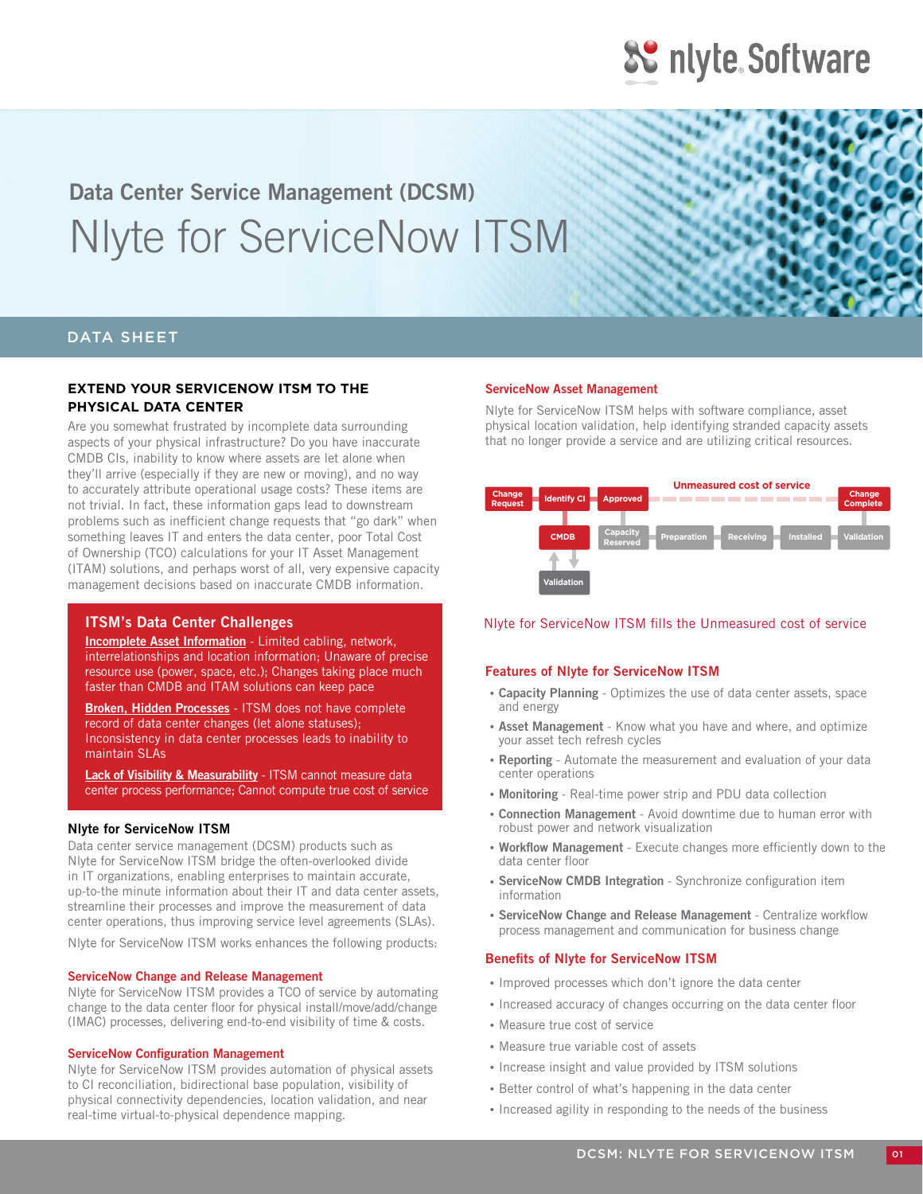# Data Center Service Management (DCSM)

# Nlyte for ServiceNow ITSM

DATA SHEET

## EXTEND YOUR SERVICENOW ITSM TO THE PHYSICAL DATA CENTER

Are you somewhat frustrated by incomplete data surrounding aspects of your physical infrastructure? Do you have inaccurate CMDB CIs, inability to know where assets are let alone when they'll arrive (especially if they are new or moving), and no way to accurately attribute operational usage costs? These items are not trivial. In fact, these information gaps lead to downstream problems such as inefficient change requests that "go dark" when something leaves IT and enters the data center, poor Total Cost of Ownership (TCO) calculations for your IT Asset Management (ITAM) solutions, and perhaps worst of all, very expensive capacity management decisions based on inaccurate CMDB information.

### ITSM's Data Center Challenges

**Incomplete Asset Information** - Limited cabling, network, interrelationships and location information; Unaware of precise resource use (power, space, etc.); Changes taking place much faster than CMDB and ITAM solutions can keep pace

**Broken, Hidden Processes** - ITSM does not have complete record of data center changes (let alone statuses); Inconsistency in data center processes leads to inability to maintain SLAs

**Lack of Visibility & Measurability** - ITSM cannot measure data center process performance; Cannot compute true cost of service

### Nlyte for ServiceNow ITSM

Data center service management (DCSM) products such as Nlyte for ServiceNow ITSM bridge the often-overlooked divide in IT organizations, enabling enterprises to maintain accurate, up-to-the minute information about their IT and data center assets, streamline their processes and improve the measurement of data center operations, thus improving service level agreements (SLAs).

Nlyte for ServiceNow ITSM works enhances the following products:

#### ServiceNow Change and Release Management

Nlyte for ServiceNow ITSM provides a TCO of service by automating change to the data center floor for physical install/move/add/change (IMAC) processes, delivering end-to-end visibility of time & costs.

#### ServiceNow Configuration Management

Nlyte for ServiceNow ITSM provides automation of physical assets to CI reconciliation, bidirectional base population, visibility of physical connectivity dependencies, location validation, and near real-time virtual-to-physical dependence mapping.

#### ServiceNow Asset Management

Nlyte for ServiceNow ITSM helps with software compliance, asset physical location validation, help identifying stranded capacity assets that no longer provide a service and are utilizing critical resources.

Change Request → Identify CI → Approved → Unmeasured cost of service → Change Complete

CMDB ↔ Validation; Capacity Reserved → Preparation → Receiving → Installed → Validation

Nlyte for ServiceNow ITSM fills the Unmeasured cost of service

### Features of Nlyte for ServiceNow ITSM

- **Capacity Planning** - Optimizes the use of data center assets, space and energy
- **Asset Management** - Know what you have and where, and optimize your asset tech refresh cycles
- **Reporting** - Automate the measurement and evaluation of your data center operations
- **Monitoring** - Real-time power strip and PDU data collection
- **Connection Management** - Avoid downtime due to human error with robust power and network visualization
- **Workflow Management** - Execute changes more efficiently down to the data center floor
- **ServiceNow CMDB Integration** - Synchronize configuration item information
- **ServiceNow Change and Release Management** - Centralize workflow process management and communication for business change

### Benefits of Nlyte for ServiceNow ITSM

- Improved processes which don't ignore the data center
- Increased accuracy of changes occurring on the data center floor
- Measure true cost of service
- Measure true variable cost of assets
- Increase insight and value provided by ITSM solutions
- Better control of what's happening in the data center
- Increased agility in responding to the needs of the business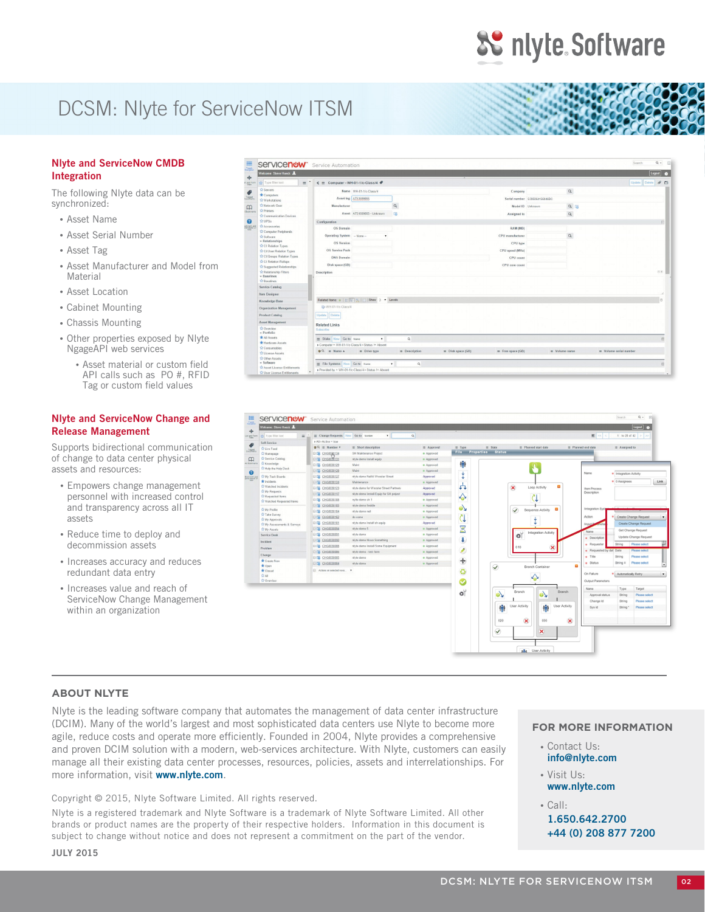# DCSM: Nlyte for ServiceNow ITSM

## Nlyte and ServiceNow CMDB Integration

The following Nlyte data can be synchronized:

- Asset Name
- Asset Serial Number
- Asset Tag
- Asset Manufacturer and Model from Material
- Asset Location
- Cabinet Mounting
- Chassis Mounting
- Other properties exposed by Nlyte NgageAPI web services
  - Asset material or custom field API calls such as PO #, RFID Tag or custom field values

## Nlyte and ServiceNow Change and Release Management

Supports bidirectional communication of change to data center physical assets and resources:

- Empowers change management personnel with increased control and transparency across all IT assets
- Reduce time to deploy and decommission assets
- Increases accuracy and reduces redundant data entry
- Increases value and reach of ServiceNow Change Management within an organization

## ABOUT NLYTE

Nlyte is the leading software company that automates the management of data center infrastructure (DCIM). Many of the world's largest and most sophisticated data centers use Nlyte to become more agile, reduce costs and operate more efficiently. Founded in 2004, Nlyte provides a comprehensive and proven DCIM solution with a modern, web-services architecture. With Nlyte, customers can easily manage all their existing data center processes, resources, policies, assets and interrelationships. For more information, visit **www.nlyte.com**.

Copyright © 2015, Nlyte Software Limited. All rights reserved.

Nlyte is a registered trademark and Nlyte Software is a trademark of Nlyte Software Limited. All other brands or product names are the property of their respective holders. Information in this document is subject to change without notice and does not represent a commitment on the part of the vendor.

**JULY 2015**

## FOR MORE INFORMATION

- Contact Us:
  **info@nlyte.com**
- Visit Us:
  **www.nlyte.com**
- Call:
  **1.650.642.2700**
  **+44 (0) 208 877 7200**